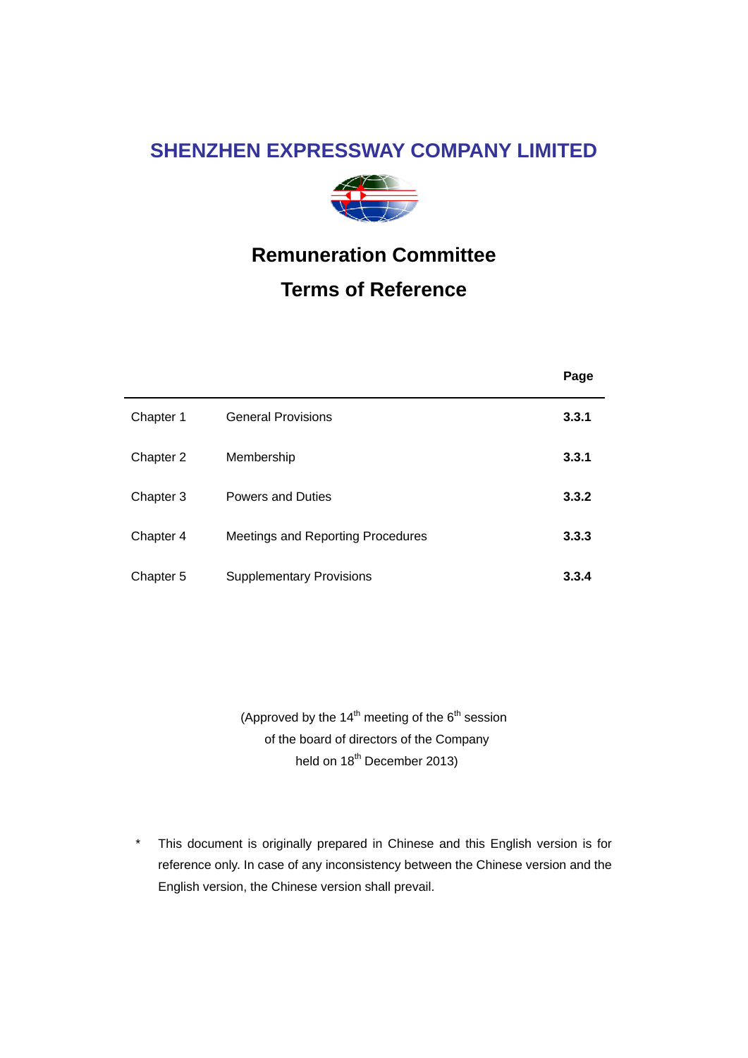# SHENZHEN EXPRESSWAY COMPANY LIMITED

## Remuneration Committee

## Terms of Reference

| | | Page |
|---|---|---|
| Chapter 1 | General Provisions | **3.3.1** |
| Chapter 2 | Membership | **3.3.1** |
| Chapter 3 | Powers and Duties | **3.3.2** |
| Chapter 4 | Meetings and Reporting Procedures | **3.3.3** |
| Chapter 5 | Supplementary Provisions | **3.3.4** |

(Approved by the 14th meeting of the 6th session of the board of directors of the Company held on 18th December 2013)

\* This document is originally prepared in Chinese and this English version is for reference only. In case of any inconsistency between the Chinese version and the English version, the Chinese version shall prevail.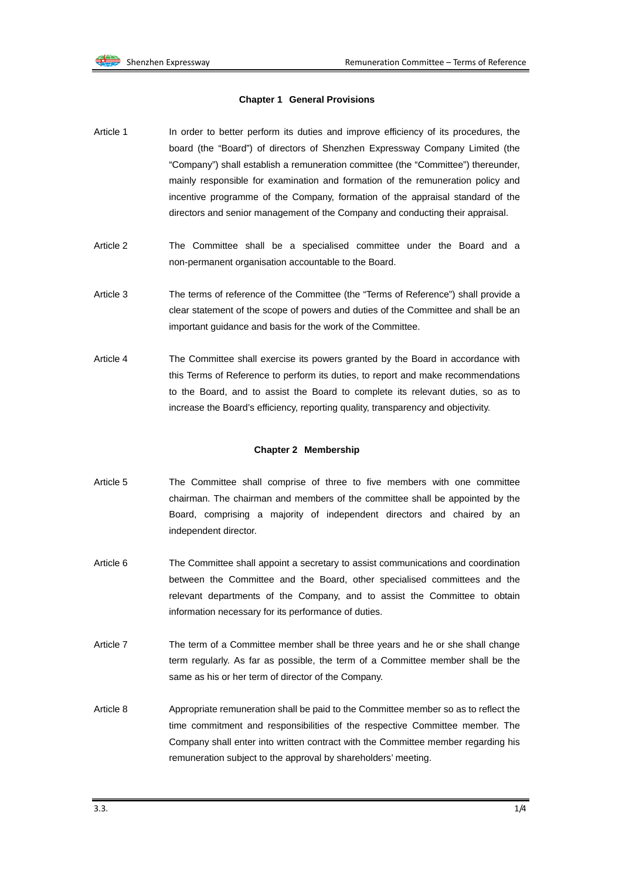## Chapter 1 General Provisions

Article 1 In order to better perform its duties and improve efficiency of its procedures, the board (the "Board") of directors of Shenzhen Expressway Company Limited (the "Company") shall establish a remuneration committee (the "Committee") thereunder, mainly responsible for examination and formation of the remuneration policy and incentive programme of the Company, formation of the appraisal standard of the directors and senior management of the Company and conducting their appraisal.

Article 2 The Committee shall be a specialised committee under the Board and a non-permanent organisation accountable to the Board.

Article 3 The terms of reference of the Committee (the "Terms of Reference") shall provide a clear statement of the scope of powers and duties of the Committee and shall be an important guidance and basis for the work of the Committee.

Article 4 The Committee shall exercise its powers granted by the Board in accordance with this Terms of Reference to perform its duties, to report and make recommendations to the Board, and to assist the Board to complete its relevant duties, so as to increase the Board's efficiency, reporting quality, transparency and objectivity.

## Chapter 2 Membership

Article 5 The Committee shall comprise of three to five members with one committee chairman. The chairman and members of the committee shall be appointed by the Board, comprising a majority of independent directors and chaired by an independent director.

Article 6 The Committee shall appoint a secretary to assist communications and coordination between the Committee and the Board, other specialised committees and the relevant departments of the Company, and to assist the Committee to obtain information necessary for its performance of duties.

Article 7 The term of a Committee member shall be three years and he or she shall change term regularly. As far as possible, the term of a Committee member shall be the same as his or her term of director of the Company.

Article 8 Appropriate remuneration shall be paid to the Committee member so as to reflect the time commitment and responsibilities of the respective Committee member. The Company shall enter into written contract with the Committee member regarding his remuneration subject to the approval by shareholders' meeting.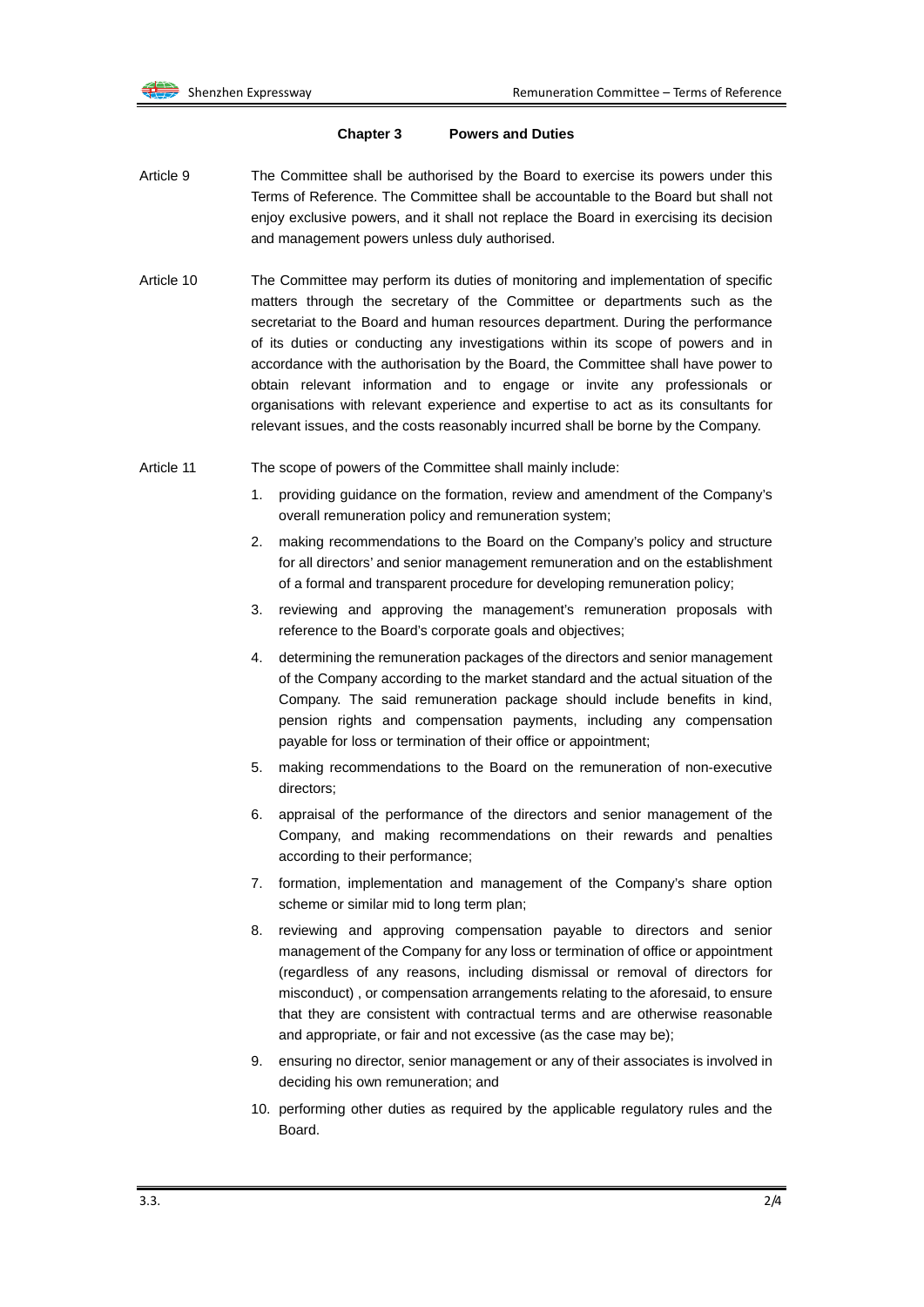## Chapter 3 Powers and Duties

Article 9 The Committee shall be authorised by the Board to exercise its powers under this Terms of Reference. The Committee shall be accountable to the Board but shall not enjoy exclusive powers, and it shall not replace the Board in exercising its decision and management powers unless duly authorised.

Article 10 The Committee may perform its duties of monitoring and implementation of specific matters through the secretary of the Committee or departments such as the secretariat to the Board and human resources department. During the performance of its duties or conducting any investigations within its scope of powers and in accordance with the authorisation by the Board, the Committee shall have power to obtain relevant information and to engage or invite any professionals or organisations with relevant experience and expertise to act as its consultants for relevant issues, and the costs reasonably incurred shall be borne by the Company.

Article 11 The scope of powers of the Committee shall mainly include:

1. providing guidance on the formation, review and amendment of the Company's overall remuneration policy and remuneration system;
2. making recommendations to the Board on the Company's policy and structure for all directors' and senior management remuneration and on the establishment of a formal and transparent procedure for developing remuneration policy;
3. reviewing and approving the management's remuneration proposals with reference to the Board's corporate goals and objectives;
4. determining the remuneration packages of the directors and senior management of the Company according to the market standard and the actual situation of the Company. The said remuneration package should include benefits in kind, pension rights and compensation payments, including any compensation payable for loss or termination of their office or appointment;
5. making recommendations to the Board on the remuneration of non-executive directors;
6. appraisal of the performance of the directors and senior management of the Company, and making recommendations on their rewards and penalties according to their performance;
7. formation, implementation and management of the Company's share option scheme or similar mid to long term plan;
8. reviewing and approving compensation payable to directors and senior management of the Company for any loss or termination of office or appointment (regardless of any reasons, including dismissal or removal of directors for misconduct) , or compensation arrangements relating to the aforesaid, to ensure that they are consistent with contractual terms and are otherwise reasonable and appropriate, or fair and not excessive (as the case may be);
9. ensuring no director, senior management or any of their associates is involved in deciding his own remuneration; and
10. performing other duties as required by the applicable regulatory rules and the Board.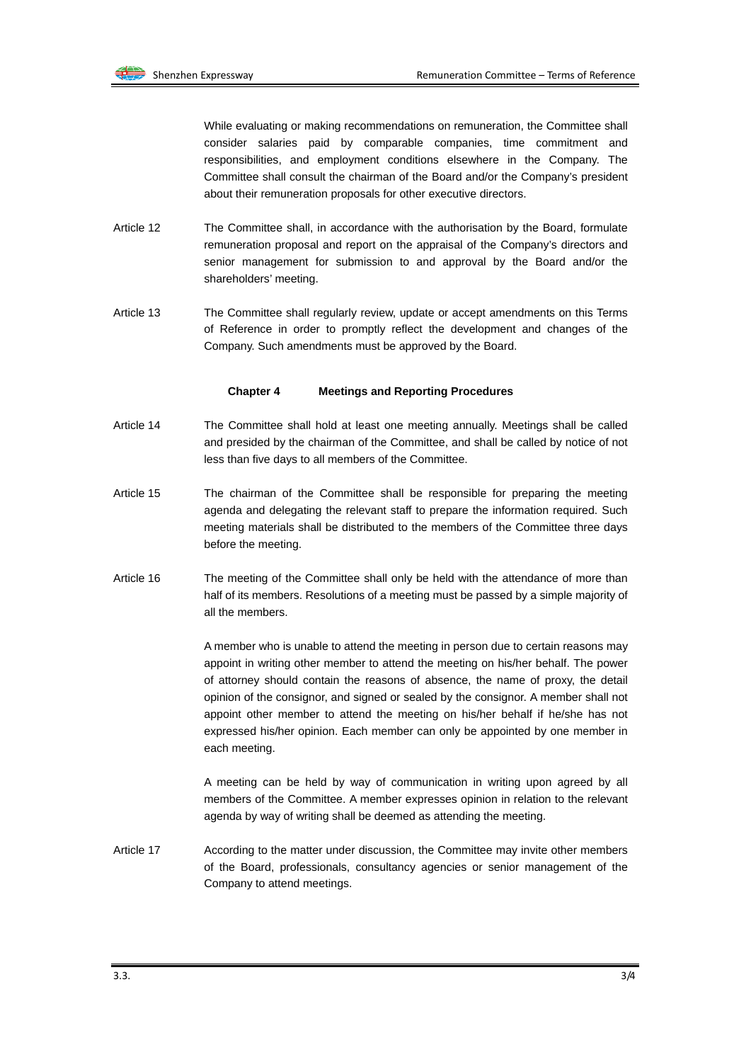While evaluating or making recommendations on remuneration, the Committee shall consider salaries paid by comparable companies, time commitment and responsibilities, and employment conditions elsewhere in the Company. The Committee shall consult the chairman of the Board and/or the Company's president about their remuneration proposals for other executive directors.

Article 12 The Committee shall, in accordance with the authorisation by the Board, formulate remuneration proposal and report on the appraisal of the Company's directors and senior management for submission to and approval by the Board and/or the shareholders' meeting.

Article 13 The Committee shall regularly review, update or accept amendments on this Terms of Reference in order to promptly reflect the development and changes of the Company. Such amendments must be approved by the Board.

## Chapter 4 Meetings and Reporting Procedures

Article 14 The Committee shall hold at least one meeting annually. Meetings shall be called and presided by the chairman of the Committee, and shall be called by notice of not less than five days to all members of the Committee.

Article 15 The chairman of the Committee shall be responsible for preparing the meeting agenda and delegating the relevant staff to prepare the information required. Such meeting materials shall be distributed to the members of the Committee three days before the meeting.

Article 16 The meeting of the Committee shall only be held with the attendance of more than half of its members. Resolutions of a meeting must be passed by a simple majority of all the members.

A member who is unable to attend the meeting in person due to certain reasons may appoint in writing other member to attend the meeting on his/her behalf. The power of attorney should contain the reasons of absence, the name of proxy, the detail opinion of the consignor, and signed or sealed by the consignor. A member shall not appoint other member to attend the meeting on his/her behalf if he/she has not expressed his/her opinion. Each member can only be appointed by one member in each meeting.

A meeting can be held by way of communication in writing upon agreed by all members of the Committee. A member expresses opinion in relation to the relevant agenda by way of writing shall be deemed as attending the meeting.

Article 17 According to the matter under discussion, the Committee may invite other members of the Board, professionals, consultancy agencies or senior management of the Company to attend meetings.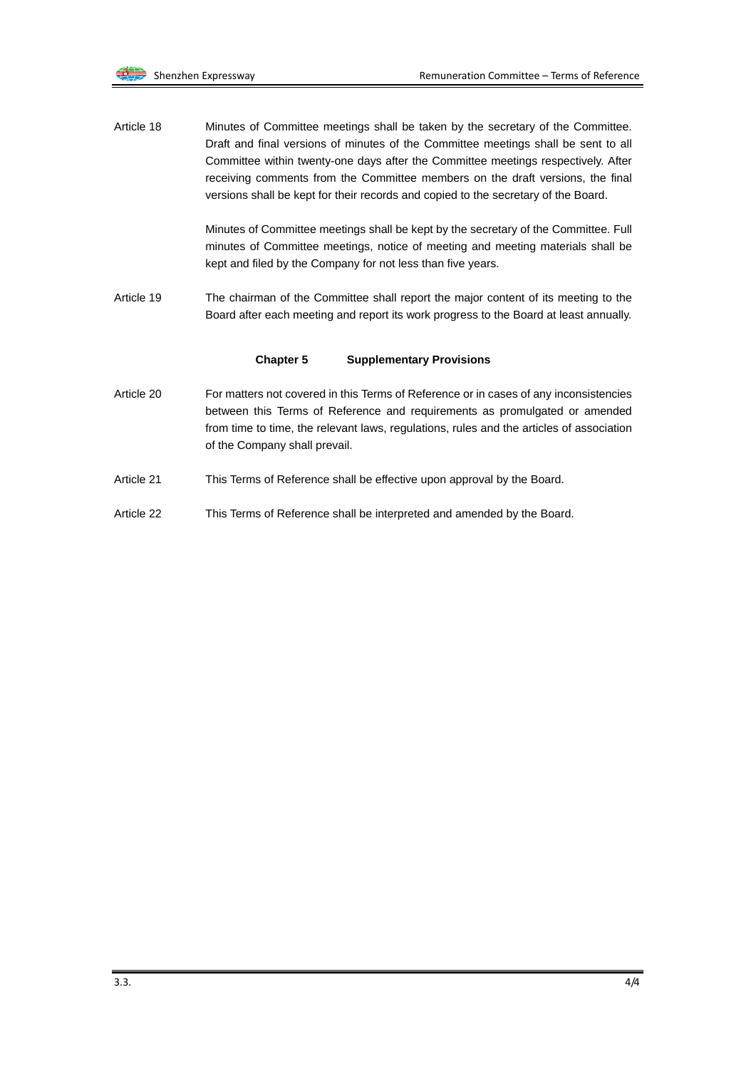Article 18 Minutes of Committee meetings shall be taken by the secretary of the Committee. Draft and final versions of minutes of the Committee meetings shall be sent to all Committee within twenty-one days after the Committee meetings respectively. After receiving comments from the Committee members on the draft versions, the final versions shall be kept for their records and copied to the secretary of the Board.

Minutes of Committee meetings shall be kept by the secretary of the Committee. Full minutes of Committee meetings, notice of meeting and meeting materials shall be kept and filed by the Company for not less than five years.

Article 19 The chairman of the Committee shall report the major content of its meeting to the Board after each meeting and report its work progress to the Board at least annually.

## Chapter 5 Supplementary Provisions

Article 20 For matters not covered in this Terms of Reference or in cases of any inconsistencies between this Terms of Reference and requirements as promulgated or amended from time to time, the relevant laws, regulations, rules and the articles of association of the Company shall prevail.

Article 21 This Terms of Reference shall be effective upon approval by the Board.

Article 22 This Terms of Reference shall be interpreted and amended by the Board.